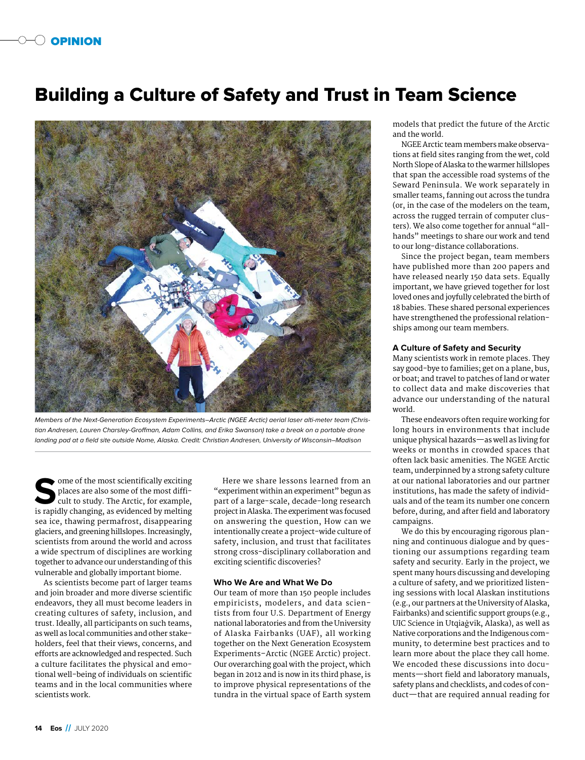OPINION

# Building a Culture of Safety and Trust in Team Science

Members of the Next-Generation Ecosystem Experiments–Arctic (NGEE Arctic) aerial laser alti-meter team (Christian Andresen, Lauren Charsley-Groffman, Adam Collins, and Erika Swanson) take a break on a portable drone landing pad at a field site outside Nome, Alaska. Credit: Christian Andresen, University of Wisconsin–Madison

Some of the most scientifically exciting places are also some of the most difficult to study. The Arctic, for example, is rapidly changing, as evidenced by melting sea ice, thawing permafrost, disappearing glaciers, and greening hillslopes. Increasingly, scientists from around the world and across a wide spectrum of disciplines are working together to advance our understanding of this vulnerable and globally important biome.

As scientists become part of larger teams and join broader and more diverse scientific endeavors, they all must become leaders in creating cultures of safety, inclusion, and trust. Ideally, all participants on such teams, as well as local communities and other stakeholders, feel that their views, concerns, and efforts are acknowledged and respected. Such a culture facilitates the physical and emotional well-being of individuals on scientific teams and in the local communities where scientists work.

Here we share lessons learned from an "experiment within an experiment" begun as part of a large-scale, decade-long research project in Alaska. The experiment was focused on answering the question, How can we intentionally create a project-wide culture of safety, inclusion, and trust that facilitates strong cross-disciplinary collaboration and exciting scientific discoveries?

### Who We Are and What We Do

Our team of more than 150 people includes empiricists, modelers, and data scientists from four U.S. Department of Energy national laboratories and from the University of Alaska Fairbanks (UAF), all working together on the Next Generation Ecosystem Experiments–Arctic (NGEE Arctic) project. Our overarching goal with the project, which began in 2012 and is now in its third phase, is to improve physical representations of the tundra in the virtual space of Earth system models that predict the future of the Arctic and the world.

NGEE Arctic team members make observations at field sites ranging from the wet, cold North Slope of Alaska to the warmer hillslopes that span the accessible road systems of the Seward Peninsula. We work separately in smaller teams, fanning out across the tundra (or, in the case of the modelers on the team, across the rugged terrain of computer clusters). We also come together for annual "all-hands" meetings to share our work and tend to our long-distance collaborations.

Since the project began, team members have published more than 200 papers and have released nearly 150 data sets. Equally important, we have grieved together for lost loved ones and joyfully celebrated the birth of 18 babies. These shared personal experiences have strengthened the professional relationships among our team members.

### A Culture of Safety and Security

Many scientists work in remote places. They say good-bye to families; get on a plane, bus, or boat; and travel to patches of land or water to collect data and make discoveries that advance our understanding of the natural world.

These endeavors often require working for long hours in environments that include unique physical hazards—as well as living for weeks or months in crowded spaces that often lack basic amenities. The NGEE Arctic team, underpinned by a strong safety culture at our national laboratories and our partner institutions, has made the safety of individuals the team its number one concern before, during, and after field and laboratory campaigns.

We do this by encouraging rigorous planning and continuous dialogue and by questioning our assumptions regarding team safety and security. Early in the project, we spent many hours discussing and developing a culture of safety, and we prioritized listening sessions with local Alaskan institutions (e.g., our partners at the University of Alaska, Fairbanks) and scientific support groups (e.g., UIC Science in Utqiaġvik, Alaska), as well as Native corporations and the Indigenous community, to determine best practices and to learn more about the place they call home. We encoded these discussions into documents—short field and laboratory manuals, safety plans and checklists, and codes of conduct—that are required annual reading for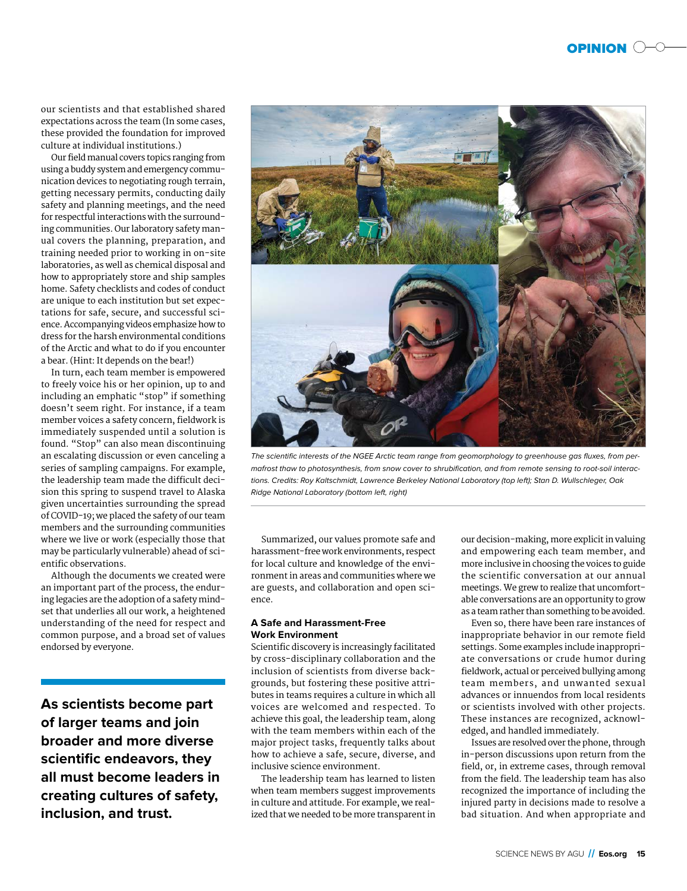our scientists and that established shared expectations across the team (In some cases, these provided the foundation for improved culture at individual institutions.)

Our field manual covers topics ranging from using a buddy system and emergency communication devices to negotiating rough terrain, getting necessary permits, conducting daily safety and planning meetings, and the need for respectful interactions with the surrounding communities. Our laboratory safety manual covers the planning, preparation, and training needed prior to working in on-site laboratories, as well as chemical disposal and how to appropriately store and ship samples home. Safety checklists and codes of conduct are unique to each institution but set expectations for safe, secure, and successful science. Accompanying videos emphasize how to dress for the harsh environmental conditions of the Arctic and what to do if you encounter a bear. (Hint: It depends on the bear!)

In turn, each team member is empowered to freely voice his or her opinion, up to and including an emphatic "stop" if something doesn't seem right. For instance, if a team member voices a safety concern, fieldwork is immediately suspended until a solution is found. "Stop" can also mean discontinuing an escalating discussion or even canceling a series of sampling campaigns. For example, the leadership team made the difficult decision this spring to suspend travel to Alaska given uncertainties surrounding the spread of COVID-19; we placed the safety of our team members and the surrounding communities where we live or work (especially those that may be particularly vulnerable) ahead of scientific observations.

Although the documents we created were an important part of the process, the enduring legacies are the adoption of a safety mindset that underlies all our work, a heightened understanding of the need for respect and common purpose, and a broad set of values endorsed by everyone.

**As scientists become part of larger teams and join broader and more diverse scientific endeavors, they all must become leaders in creating cultures of safety, inclusion, and trust.**

*The scientific interests of the NGEE Arctic team range from geomorphology to greenhouse gas fluxes, from permafrost thaw to photosynthesis, from snow cover to shrubification, and from remote sensing to root-soil interactions. Credits: Roy Kaltschmidt, Lawrence Berkeley National Laboratory (top left); Stan D. Wullschleger, Oak Ridge National Laboratory (bottom left, right)*

Summarized, our values promote safe and harassment-free work environments, respect for local culture and knowledge of the environment in areas and communities where we are guests, and collaboration and open science.

### A Safe and Harassment-Free Work Environment

Scientific discovery is increasingly facilitated by cross-disciplinary collaboration and the inclusion of scientists from diverse backgrounds, but fostering these positive attributes in teams requires a culture in which all voices are welcomed and respected. To achieve this goal, the leadership team, along with the team members within each of the major project tasks, frequently talks about how to achieve a safe, secure, diverse, and inclusive science environment.

The leadership team has learned to listen when team members suggest improvements in culture and attitude. For example, we realized that we needed to be more transparent in our decision-making, more explicit in valuing and empowering each team member, and more inclusive in choosing the voices to guide the scientific conversation at our annual meetings. We grew to realize that uncomfortable conversations are an opportunity to grow as a team rather than something to be avoided.

Even so, there have been rare instances of inappropriate behavior in our remote field settings. Some examples include inappropriate conversations or crude humor during fieldwork, actual or perceived bullying among team members, and unwanted sexual advances or innuendos from local residents or scientists involved with other projects. These instances are recognized, acknowledged, and handled immediately.

Issues are resolved over the phone, through in-person discussions upon return from the field, or, in extreme cases, through removal from the field. The leadership team has also recognized the importance of including the injured party in decisions made to resolve a bad situation. And when appropriate and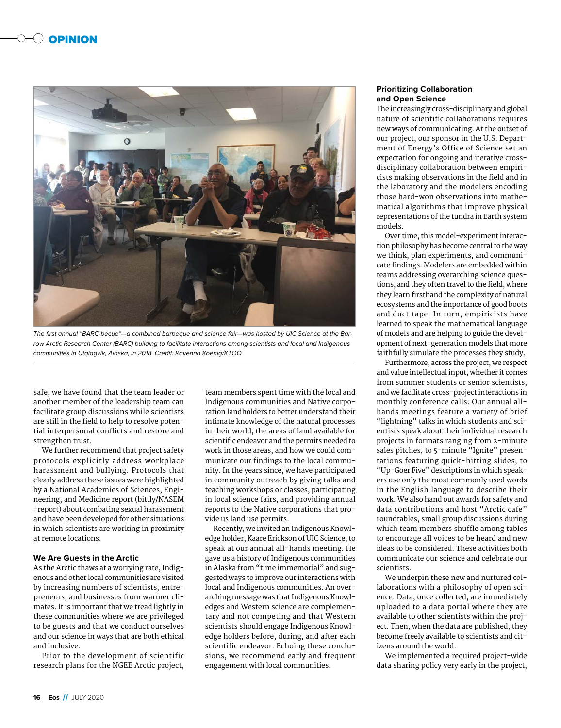The first annual "BARC-becue"—a combined barbeque and science fair—was hosted by UIC Science at the Barrow Arctic Research Center (BARC) building to facilitate interactions among scientists and local and Indigenous communities in Utqiaġvik, Alaska, in 2018. Credit: Ravenna Koenig/KTOO

safe, we have found that the team leader or another member of the leadership team can facilitate group discussions while scientists are still in the field to help to resolve potential interpersonal conflicts and restore and strengthen trust.

We further recommend that project safety protocols explicitly address workplace harassment and bullying. Protocols that clearly address these issues were highlighted by a National Academies of Sciences, Engineering, and Medicine report (bit.ly/NASEM-report) about combating sexual harassment and have been developed for other situations in which scientists are working in proximity at remote locations.

### We Are Guests in the Arctic

As the Arctic thaws at a worrying rate, Indigenous and other local communities are visited by increasing numbers of scientists, entrepreneurs, and businesses from warmer climates. It is important that we tread lightly in these communities where we are privileged to be guests and that we conduct ourselves and our science in ways that are both ethical and inclusive.

Prior to the development of scientific research plans for the NGEE Arctic project, team members spent time with the local and Indigenous communities and Native corporation landholders to better understand their intimate knowledge of the natural processes in their world, the areas of land available for scientific endeavor and the permits needed to work in those areas, and how we could communicate our findings to the local community. In the years since, we have participated in community outreach by giving talks and teaching workshops or classes, participating in local science fairs, and providing annual reports to the Native corporations that provide us land use permits.

Recently, we invited an Indigenous Knowledge holder, Kaare Erickson of UIC Science, to speak at our annual all-hands meeting. He gave us a history of Indigenous communities in Alaska from "time immemorial" and suggested ways to improve our interactions with local and Indigenous communities. An overarching message was that Indigenous Knowledges and Western science are complementary and not competing and that Western scientists should engage Indigenous Knowledge holders before, during, and after each scientific endeavor. Echoing these conclusions, we recommend early and frequent engagement with local communities.

### Prioritizing Collaboration and Open Science

The increasingly cross-disciplinary and global nature of scientific collaborations requires new ways of communicating. At the outset of our project, our sponsor in the U.S. Department of Energy's Office of Science set an expectation for ongoing and iterative cross-disciplinary collaboration between empiricists making observations in the field and in the laboratory and the modelers encoding those hard-won observations into mathematical algorithms that improve physical representations of the tundra in Earth system models.

Over time, this model-experiment interaction philosophy has become central to the way we think, plan experiments, and communicate findings. Modelers are embedded within teams addressing overarching science questions, and they often travel to the field, where they learn firsthand the complexity of natural ecosystems and the importance of good boots and duct tape. In turn, empiricists have learned to speak the mathematical language of models and are helping to guide the development of next-generation models that more faithfully simulate the processes they study.

Furthermore, across the project, we respect and value intellectual input, whether it comes from summer students or senior scientists, and we facilitate cross-project interactions in monthly conference calls. Our annual all-hands meetings feature a variety of brief "lightning" talks in which students and scientists speak about their individual research projects in formats ranging from 2-minute sales pitches, to 5-minute "Ignite" presentations featuring quick-hitting slides, to "Up-Goer Five" descriptions in which speakers use only the most commonly used words in the English language to describe their work. We also hand out awards for safety and data contributions and host "Arctic cafe" roundtables, small group discussions during which team members shuffle among tables to encourage all voices to be heard and new ideas to be considered. These activities both communicate our science and celebrate our scientists.

We underpin these new and nurtured collaborations with a philosophy of open science. Data, once collected, are immediately uploaded to a data portal where they are available to other scientists within the project. Then, when the data are published, they become freely available to scientists and citizens around the world.

We implemented a required project-wide data sharing policy very early in the project,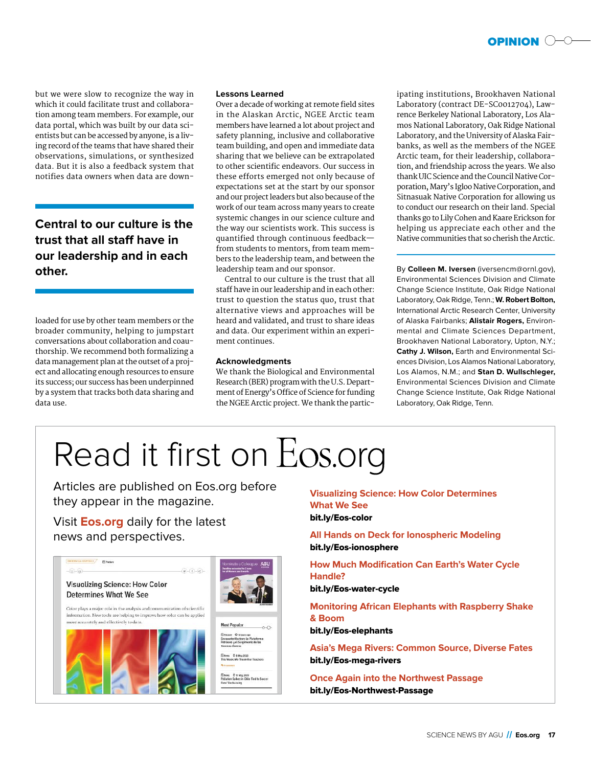but we were slow to recognize the way in which it could facilitate trust and collaboration among team members. For example, our data portal, which was built by our data scientists but can be accessed by anyone, is a living record of the teams that have shared their observations, simulations, or synthesized data. But it is also a feedback system that notifies data owners when data are downloaded for use by other team members or the broader community, helping to jumpstart conversations about collaboration and coauthorship. We recommend both formalizing a data management plan at the outset of a project and allocating enough resources to ensure its success; our success has been underpinned by a system that tracks both data sharing and data use.

**Central to our culture is the trust that all staff have in our leadership and in each other.**

## Lessons Learned

Over a decade of working at remote field sites in the Alaskan Arctic, NGEE Arctic team members have learned a lot about project and safety planning, inclusive and collaborative team building, and open and immediate data sharing that we believe can be extrapolated to other scientific endeavors. Our success in these efforts emerged not only because of expectations set at the start by our sponsor and our project leaders but also because of the work of our team across many years to create systemic changes in our science culture and the way our scientists work. This success is quantified through continuous feedback—from students to mentors, from team members to the leadership team, and between the leadership team and our sponsor.

Central to our culture is the trust that all staff have in our leadership and in each other: trust to question the status quo, trust that alternative views and approaches will be heard and validated, and trust to share ideas and data. Our experiment within an experiment continues.

## Acknowledgments

We thank the Biological and Environmental Research (BER) program with the U.S. Department of Energy's Office of Science for funding the NGEE Arctic project. We thank the participating institutions, Brookhaven National Laboratory (contract DE-SC0012704), Lawrence Berkeley National Laboratory, Los Alamos National Laboratory, Oak Ridge National Laboratory, and the University of Alaska Fairbanks, as well as the members of the NGEE Arctic team, for their leadership, collaboration, and friendship across the years. We also thank UIC Science and the Council Native Corporation, Mary's Igloo Native Corporation, and Sitnasuak Native Corporation for allowing us to conduct our research on their land. Special thanks go to Lily Cohen and Kaare Erickson for helping us appreciate each other and the Native communities that so cherish the Arctic.

By **Colleen M. Iversen** (iversencm@ornl.gov), Environmental Sciences Division and Climate Change Science Institute, Oak Ridge National Laboratory, Oak Ridge, Tenn.; **W. Robert Bolton,** International Arctic Research Center, University of Alaska Fairbanks; **Alistair Rogers,** Environmental and Climate Sciences Department, Brookhaven National Laboratory, Upton, N.Y.; **Cathy J. Wilson,** Earth and Environmental Sciences Division, Los Alamos National Laboratory, Los Alamos, N.M.; and **Stan D. Wullschleger,** Environmental Sciences Division and Climate Change Science Institute, Oak Ridge National Laboratory, Oak Ridge, Tenn.

# Read it first on Eos.org

Articles are published on Eos.org before they appear in the magazine.

Visit **Eos.org** daily for the latest news and perspectives.

**Visualizing Science: How Color Determines What We See**
**bit.ly/Eos-color**

**All Hands on Deck for Ionospheric Modeling**
**bit.ly/Eos-ionosphere**

**How Much Modification Can Earth's Water Cycle Handle?**
**bit.ly/Eos-water-cycle**

**Monitoring African Elephants with Raspberry Shake & Boom**
**bit.ly/Eos-elephants**

**Asia's Mega Rivers: Common Source, Diverse Fates**
**bit.ly/Eos-mega-rivers**

**Once Again into the Northwest Passage**
**bit.ly/Eos-Northwest-Passage**